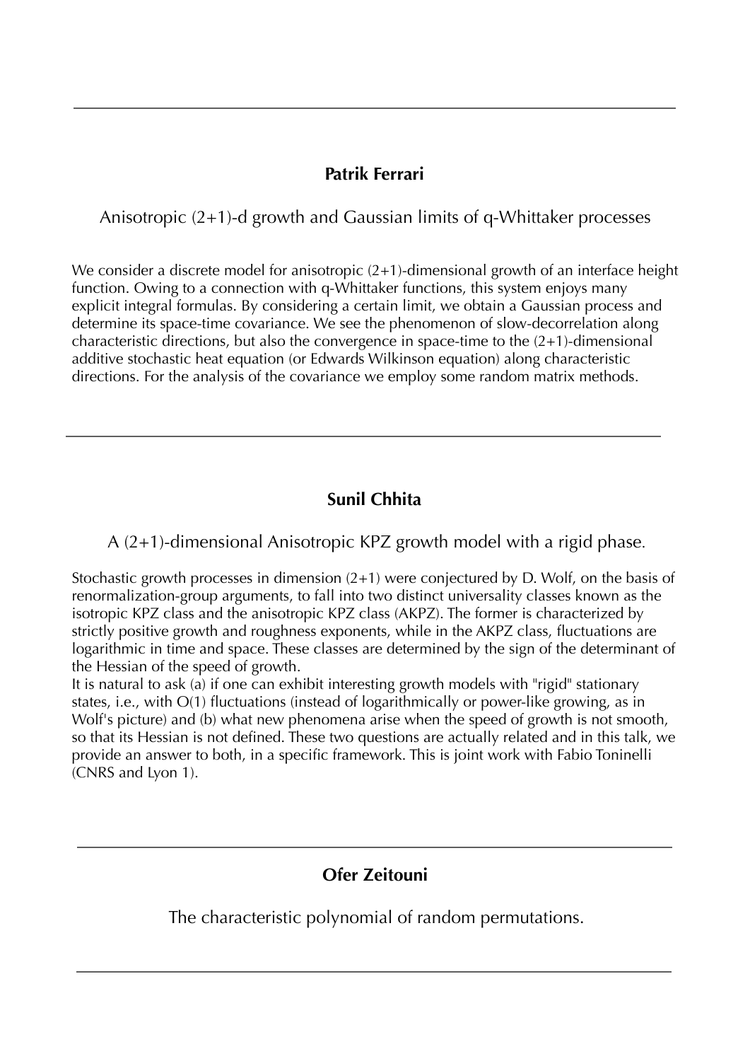---

### Patrik Ferrari

Anisotropic (2+1)-d growth and Gaussian limits of q-Whittaker processes

We consider a discrete model for anisotropic (2+1)-dimensional growth of an interface height function. Owing to a connection with q-Whittaker functions, this system enjoys many explicit integral formulas. By considering a certain limit, we obtain a Gaussian process and determine its space-time covariance. We see the phenomenon of slow-decorrelation along characteristic directions, but also the convergence in space-time to the (2+1)-dimensional additive stochastic heat equation (or Edwards Wilkinson equation) along characteristic directions. For the analysis of the covariance we employ some random matrix methods.

---

### Sunil Chhita

A (2+1)-dimensional Anisotropic KPZ growth model with a rigid phase.

Stochastic growth processes in dimension (2+1) were conjectured by D. Wolf, on the basis of renormalization-group arguments, to fall into two distinct universality classes known as the isotropic KPZ class and the anisotropic KPZ class (AKPZ). The former is characterized by strictly positive growth and roughness exponents, while in the AKPZ class, fluctuations are logarithmic in time and space. These classes are determined by the sign of the determinant of the Hessian of the speed of growth.
It is natural to ask (a) if one can exhibit interesting growth models with "rigid" stationary states, i.e., with O(1) fluctuations (instead of logarithmically or power-like growing, as in Wolf's picture) and (b) what new phenomena arise when the speed of growth is not smooth, so that its Hessian is not defined. These two questions are actually related and in this talk, we provide an answer to both, in a specific framework. This is joint work with Fabio Toninelli (CNRS and Lyon 1).

---

### Ofer Zeitouni

The characteristic polynomial of random permutations.

---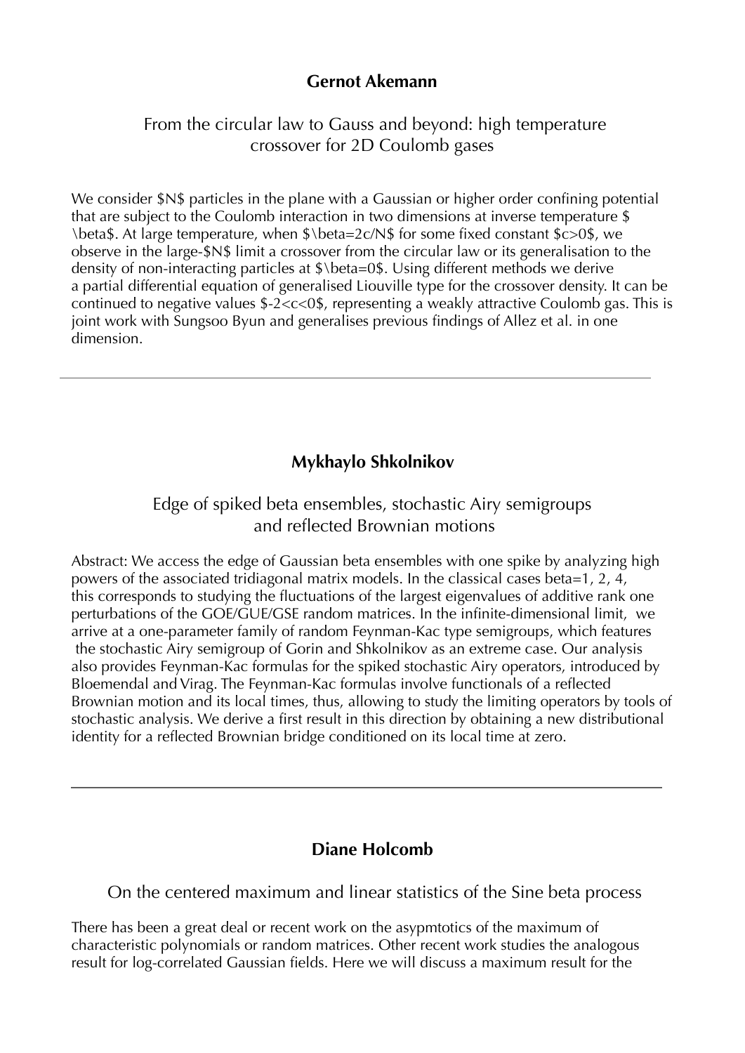**Gernot Akemann**

From the circular law to Gauss and beyond: high temperature crossover for 2D Coulomb gases

We consider $N$ particles in the plane with a Gaussian or higher order confining potential that are subject to the Coulomb interaction in two dimensions at inverse temperature $\beta$. At large temperature, when $\beta=2c/N$ for some fixed constant $c>0$, we observe in the large-$N$ limit a crossover from the circular law or its generalisation to the density of non-interacting particles at $\beta=0$. Using different methods we derive a partial differential equation of generalised Liouville type for the crossover density. It can be continued to negative values $-2<c<0$, representing a weakly attractive Coulomb gas. This is joint work with Sungsoo Byun and generalises previous findings of Allez et al. in one dimension.

---

**Mykhaylo Shkolnikov**

Edge of spiked beta ensembles, stochastic Airy semigroups and reflected Brownian motions

Abstract: We access the edge of Gaussian beta ensembles with one spike by analyzing high powers of the associated tridiagonal matrix models. In the classical cases beta=1, 2, 4, this corresponds to studying the fluctuations of the largest eigenvalues of additive rank one perturbations of the GOE/GUE/GSE random matrices. In the infinite-dimensional limit, we arrive at a one-parameter family of random Feynman-Kac type semigroups, which features the stochastic Airy semigroup of Gorin and Shkolnikov as an extreme case. Our analysis also provides Feynman-Kac formulas for the spiked stochastic Airy operators, introduced by Bloemendal and Virag. The Feynman-Kac formulas involve functionals of a reflected Brownian motion and its local times, thus, allowing to study the limiting operators by tools of stochastic analysis. We derive a first result in this direction by obtaining a new distributional identity for a reflected Brownian bridge conditioned on its local time at zero.

---

**Diane Holcomb**

On the centered maximum and linear statistics of the Sine beta process

There has been a great deal or recent work on the asypmtotics of the maximum of characteristic polynomials or random matrices. Other recent work studies the analogous result for log-correlated Gaussian fields. Here we will discuss a maximum result for the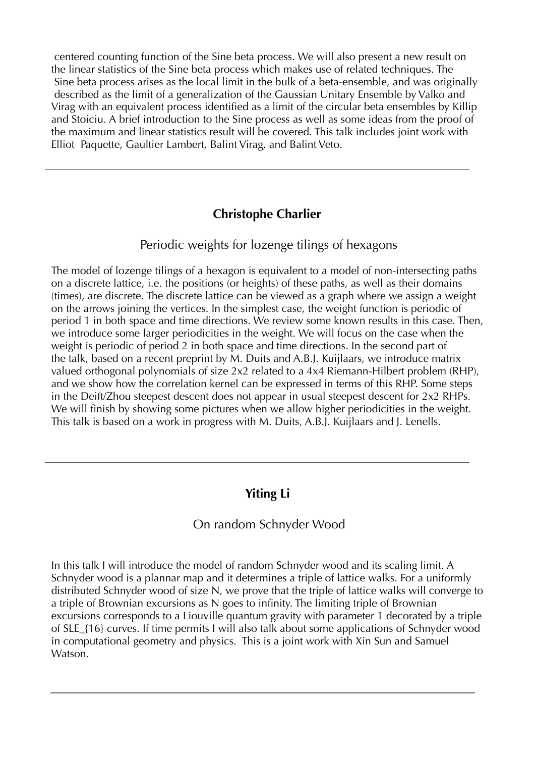centered counting function of the Sine beta process. We will also present a new result on the linear statistics of the Sine beta process which makes use of related techniques. The Sine beta process arises as the local limit in the bulk of a beta-ensemble, and was originally described as the limit of a generalization of the Gaussian Unitary Ensemble by Valko and Virag with an equivalent process identified as a limit of the circular beta ensembles by Killip and Stoiciu. A brief introduction to the Sine process as well as some ideas from the proof of the maximum and linear statistics result will be covered. This talk includes joint work with Elliot Paquette, Gaultier Lambert, Balint Virag, and Balint Veto.

---

## Christophe Charlier

### Periodic weights for lozenge tilings of hexagons

The model of lozenge tilings of a hexagon is equivalent to a model of non-intersecting paths on a discrete lattice, i.e. the positions (or heights) of these paths, as well as their domains (times), are discrete. The discrete lattice can be viewed as a graph where we assign a weight on the arrows joining the vertices. In the simplest case, the weight function is periodic of period 1 in both space and time directions. We review some known results in this case. Then, we introduce some larger periodicities in the weight. We will focus on the case when the weight is periodic of period 2 in both space and time directions. In the second part of the talk, based on a recent preprint by M. Duits and A.B.J. Kuijlaars, we introduce matrix valued orthogonal polynomials of size 2x2 related to a 4x4 Riemann-Hilbert problem (RHP), and we show how the correlation kernel can be expressed in terms of this RHP. Some steps in the Deift/Zhou steepest descent does not appear in usual steepest descent for 2x2 RHPs. We will finish by showing some pictures when we allow higher periodicities in the weight. This talk is based on a work in progress with M. Duits, A.B.J. Kuijlaars and J. Lenells.

---

## Yiting Li

### On random Schnyder Wood

In this talk I will introduce the model of random Schnyder wood and its scaling limit. A Schnyder wood is a plannar map and it determines a triple of lattice walks. For a uniformly distributed Schnyder wood of size N, we prove that the triple of lattice walks will converge to a triple of Brownian excursions as N goes to infinity. The limiting triple of Brownian excursions corresponds to a Liouville quantum gravity with parameter 1 decorated by a triple of $SLE_{16}$ curves. If time permits I will also talk about some applications of Schnyder wood in computational geometry and physics. This is a joint work with Xin Sun and Samuel Watson.

---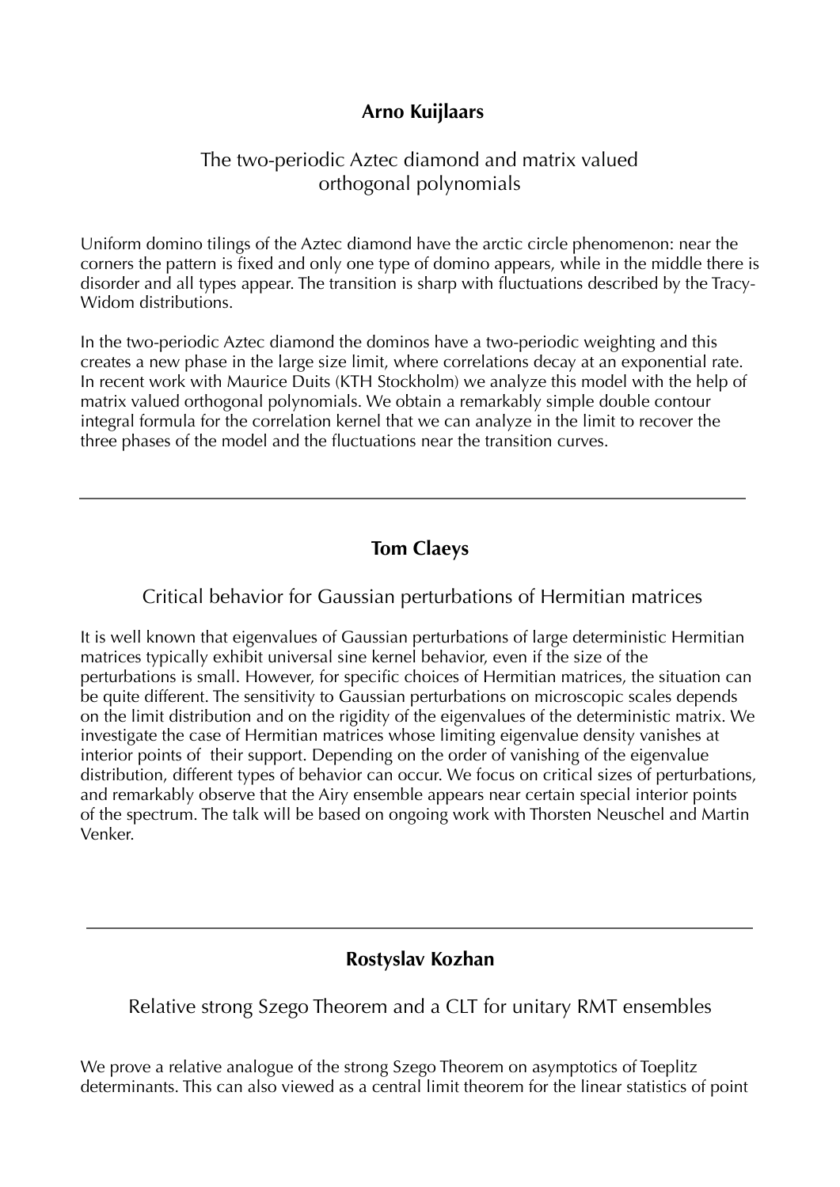**Arno Kuijlaars**

The two-periodic Aztec diamond and matrix valued orthogonal polynomials

Uniform domino tilings of the Aztec diamond have the arctic circle phenomenon: near the corners the pattern is fixed and only one type of domino appears, while in the middle there is disorder and all types appear. The transition is sharp with fluctuations described by the Tracy-Widom distributions.

In the two-periodic Aztec diamond the dominos have a two-periodic weighting and this creates a new phase in the large size limit, where correlations decay at an exponential rate. In recent work with Maurice Duits (KTH Stockholm) we analyze this model with the help of matrix valued orthogonal polynomials. We obtain a remarkably simple double contour integral formula for the correlation kernel that we can analyze in the limit to recover the three phases of the model and the fluctuations near the transition curves.

---

**Tom Claeys**

Critical behavior for Gaussian perturbations of Hermitian matrices

It is well known that eigenvalues of Gaussian perturbations of large deterministic Hermitian matrices typically exhibit universal sine kernel behavior, even if the size of the perturbations is small. However, for specific choices of Hermitian matrices, the situation can be quite different. The sensitivity to Gaussian perturbations on microscopic scales depends on the limit distribution and on the rigidity of the eigenvalues of the deterministic matrix. We investigate the case of Hermitian matrices whose limiting eigenvalue density vanishes at interior points of their support. Depending on the order of vanishing of the eigenvalue distribution, different types of behavior can occur. We focus on critical sizes of perturbations, and remarkably observe that the Airy ensemble appears near certain special interior points of the spectrum. The talk will be based on ongoing work with Thorsten Neuschel and Martin Venker.

---

**Rostyslav Kozhan**

Relative strong Szego Theorem and a CLT for unitary RMT ensembles

We prove a relative analogue of the strong Szego Theorem on asymptotics of Toeplitz determinants. This can also viewed as a central limit theorem for the linear statistics of point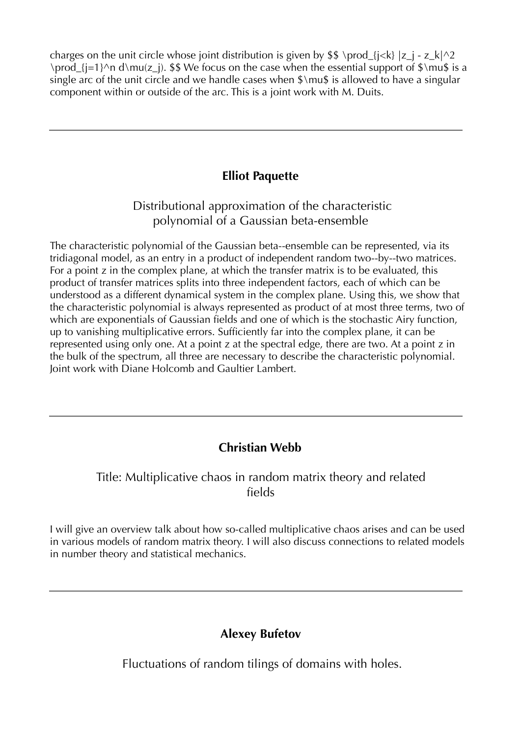charges on the unit circle whose joint distribution is given by $$ \prod_{j<k} |z_j - z_k|^2 \prod_{j=1}^n d\mu(z_j). $$ We focus on the case when the essential support of $\mu$ is a single arc of the unit circle and we handle cases when $\mu$ is allowed to have a singular component within or outside of the arc. This is a joint work with M. Duits.

---

**Elliot Paquette**

Distributional approximation of the characteristic polynomial of a Gaussian beta-ensemble

The characteristic polynomial of the Gaussian beta--ensemble can be represented, via its tridiagonal model, as an entry in a product of independent random two--by--two matrices. For a point z in the complex plane, at which the transfer matrix is to be evaluated, this product of transfer matrices splits into three independent factors, each of which can be understood as a different dynamical system in the complex plane. Using this, we show that the characteristic polynomial is always represented as product of at most three terms, two of which are exponentials of Gaussian fields and one of which is the stochastic Airy function, up to vanishing multiplicative errors. Sufficiently far into the complex plane, it can be represented using only one. At a point z at the spectral edge, there are two. At a point z in the bulk of the spectrum, all three are necessary to describe the characteristic polynomial. Joint work with Diane Holcomb and Gaultier Lambert.

---

**Christian Webb**

Title: Multiplicative chaos in random matrix theory and related fields

I will give an overview talk about how so-called multiplicative chaos arises and can be used in various models of random matrix theory. I will also discuss connections to related models in number theory and statistical mechanics.

---

**Alexey Bufetov**

Fluctuations of random tilings of domains with holes.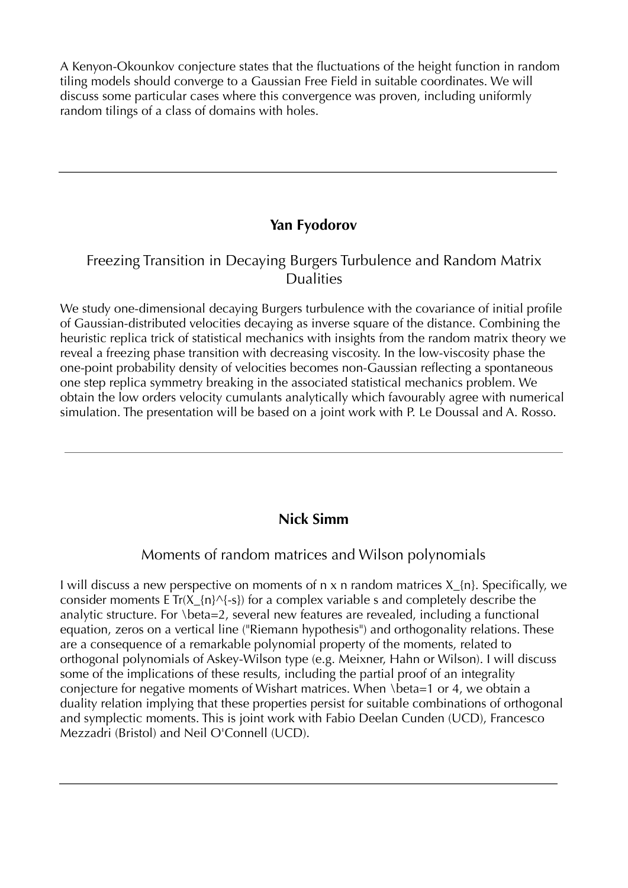A Kenyon-Okounkov conjecture states that the fluctuations of the height function in random tiling models should converge to a Gaussian Free Field in suitable coordinates. We will discuss some particular cases where this convergence was proven, including uniformly random tilings of a class of domains with holes.

---

### Yan Fyodorov

## Freezing Transition in Decaying Burgers Turbulence and Random Matrix Dualities

We study one-dimensional decaying Burgers turbulence with the covariance of initial profile of Gaussian-distributed velocities decaying as inverse square of the distance. Combining the heuristic replica trick of statistical mechanics with insights from the random matrix theory we reveal a freezing phase transition with decreasing viscosity. In the low-viscosity phase the one-point probability density of velocities becomes non-Gaussian reflecting a spontaneous one step replica symmetry breaking in the associated statistical mechanics problem. We obtain the low orders velocity cumulants analytically which favourably agree with numerical simulation. The presentation will be based on a joint work with P. Le Doussal and A. Rosso.

---

### Nick Simm

## Moments of random matrices and Wilson polynomials

I will discuss a new perspective on moments of $n \times n$ random matrices $X_{n}$. Specifically, we consider moments $E \operatorname{Tr}(X_{n}^{-s})$ for a complex variable $s$ and completely describe the analytic structure. For $\beta=2$, several new features are revealed, including a functional equation, zeros on a vertical line ("Riemann hypothesis") and orthogonality relations. These are a consequence of a remarkable polynomial property of the moments, related to orthogonal polynomials of Askey-Wilson type (e.g. Meixner, Hahn or Wilson). I will discuss some of the implications of these results, including the partial proof of an integrality conjecture for negative moments of Wishart matrices. When $\beta=1$ or $4$, we obtain a duality relation implying that these properties persist for suitable combinations of orthogonal and symplectic moments. This is joint work with Fabio Deelan Cunden (UCD), Francesco Mezzadri (Bristol) and Neil O'Connell (UCD).

---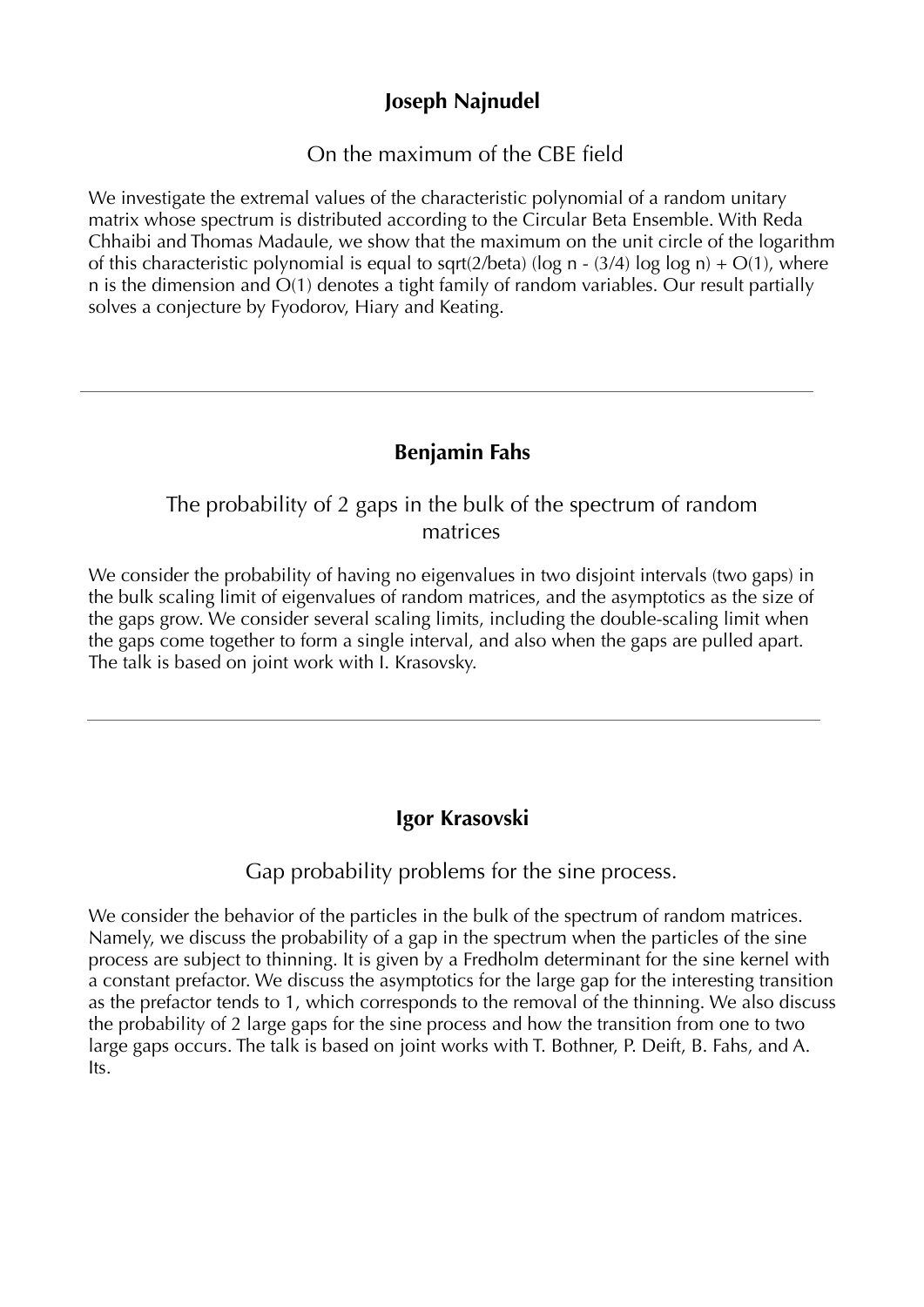**Joseph Najnudel**

On the maximum of the CBE field

We investigate the extremal values of the characteristic polynomial of a random unitary matrix whose spectrum is distributed according to the Circular Beta Ensemble. With Reda Chhaibi and Thomas Madaule, we show that the maximum on the unit circle of the logarithm of this characteristic polynomial is equal to $\sqrt{2/\beta}(\log n - (3/4)\log\log n) + O(1)$, where $n$ is the dimension and $O(1)$ denotes a tight family of random variables. Our result partially solves a conjecture by Fyodorov, Hiary and Keating.

---

**Benjamin Fahs**

The probability of 2 gaps in the bulk of the spectrum of random matrices

We consider the probability of having no eigenvalues in two disjoint intervals (two gaps) in the bulk scaling limit of eigenvalues of random matrices, and the asymptotics as the size of the gaps grow. We consider several scaling limits, including the double-scaling limit when the gaps come together to form a single interval, and also when the gaps are pulled apart. The talk is based on joint work with I. Krasovsky.

---

**Igor Krasovski**

Gap probability problems for the sine process.

We consider the behavior of the particles in the bulk of the spectrum of random matrices. Namely, we discuss the probability of a gap in the spectrum when the particles of the sine process are subject to thinning. It is given by a Fredholm determinant for the sine kernel with a constant prefactor. We discuss the asymptotics for the large gap for the interesting transition as the prefactor tends to 1, which corresponds to the removal of the thinning. We also discuss the probability of 2 large gaps for the sine process and how the transition from one to two large gaps occurs. The talk is based on joint works with T. Bothner, P. Deift, B. Fahs, and A. Its.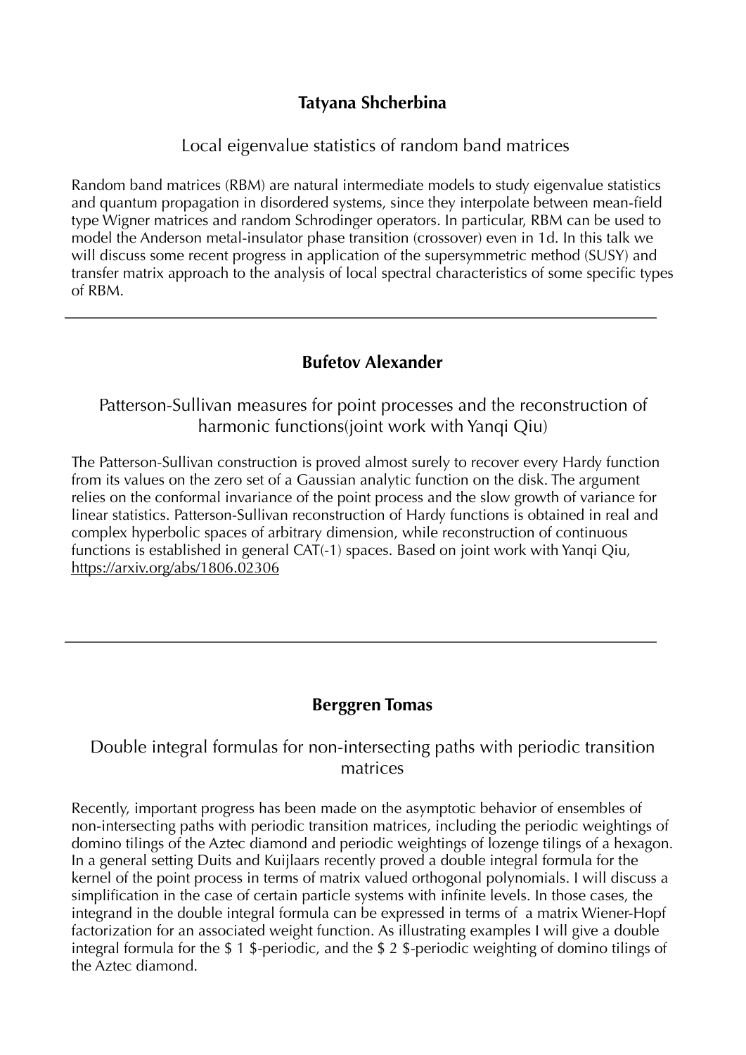### Tatyana Shcherbina

Local eigenvalue statistics of random band matrices

Random band matrices (RBM) are natural intermediate models to study eigenvalue statistics and quantum propagation in disordered systems, since they interpolate between mean-field type Wigner matrices and random Schrodinger operators. In particular, RBM can be used to model the Anderson metal-insulator phase transition (crossover) even in 1d. In this talk we will discuss some recent progress in application of the supersymmetric method (SUSY) and transfer matrix approach to the analysis of local spectral characteristics of some specific types of RBM.

---

### Bufetov Alexander

Patterson-Sullivan measures for point processes and the reconstruction of harmonic functions(joint work with Yanqi Qiu)

The Patterson-Sullivan construction is proved almost surely to recover every Hardy function from its values on the zero set of a Gaussian analytic function on the disk. The argument relies on the conformal invariance of the point process and the slow growth of variance for linear statistics. Patterson-Sullivan reconstruction of Hardy functions is obtained in real and complex hyperbolic spaces of arbitrary dimension, while reconstruction of continuous functions is established in general CAT(-1) spaces. Based on joint work with Yanqi Qiu, https://arxiv.org/abs/1806.02306

---

### Berggren Tomas

Double integral formulas for non-intersecting paths with periodic transition matrices

Recently, important progress has been made on the asymptotic behavior of ensembles of non-intersecting paths with periodic transition matrices, including the periodic weightings of domino tilings of the Aztec diamond and periodic weightings of lozenge tilings of a hexagon. In a general setting Duits and Kuijlaars recently proved a double integral formula for the kernel of the point process in terms of matrix valued orthogonal polynomials. I will discuss a simplification in the case of certain particle systems with infinite levels. In those cases, the integrand in the double integral formula can be expressed in terms of a matrix Wiener-Hopf factorization for an associated weight function. As illustrating examples I will give a double integral formula for the $1$-periodic, and the $2$-periodic weighting of domino tilings of the Aztec diamond.